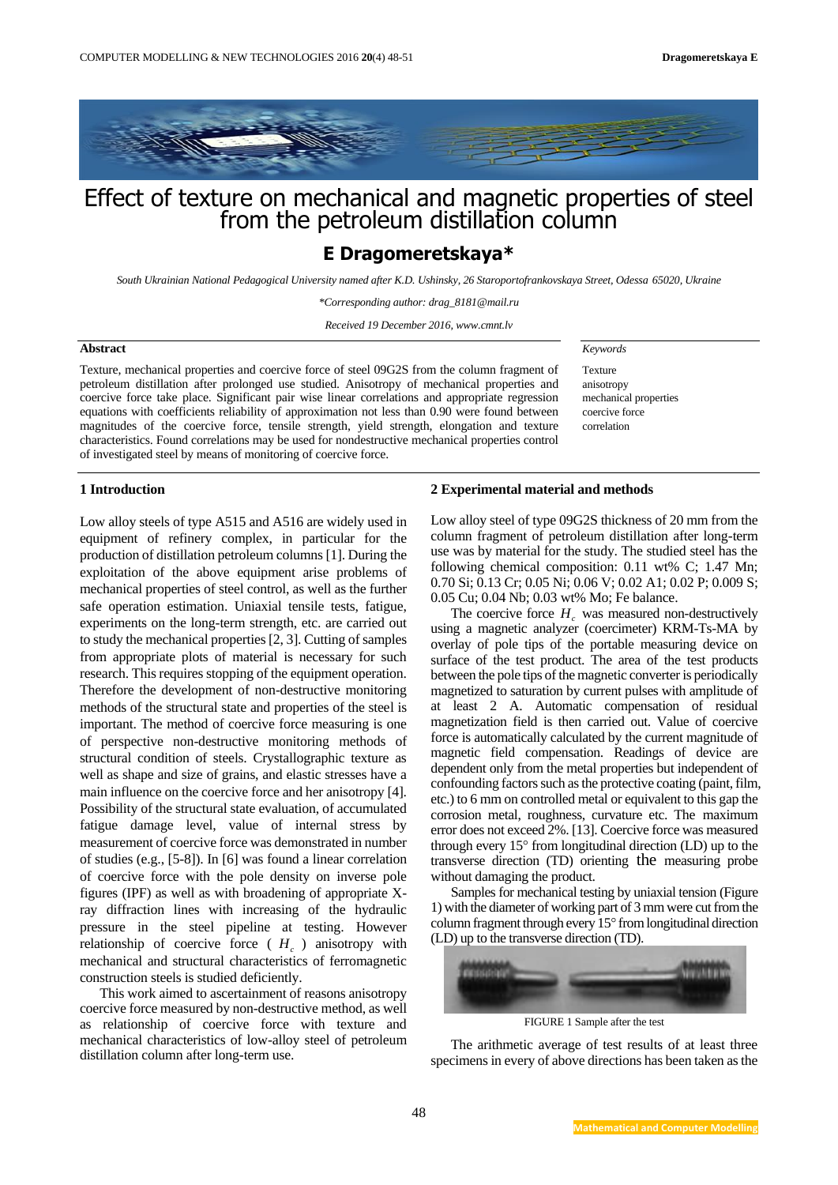# Effect of texture on mechanical and magnetic properties of steel from the petroleum distillation column

## E Dragomeretskaya*

*South Ukrainian National Pedagogical University named after K.D. Ushinsky, 26 Staroportofrankovskaya Street, Odessa 65020, Ukraine*

*\*Corresponding author: drag_8181@mail.ru*

*Received 19 December 2016, www.cmnt.lv*

**Abstract**

Texture, mechanical properties and coercive force of steel 09G2S from the column fragment of petroleum distillation after prolonged use studied. Anisotropy of mechanical properties and coercive force take place. Significant pair wise linear correlations and appropriate regression equations with coefficients reliability of approximation not less than 0.90 were found between magnitudes of the coercive force, tensile strength, yield strength, elongation and texture characteristics. Found correlations may be used for nondestructive mechanical properties control of investigated steel by means of monitoring of coercive force.

*Keywords*

Texture
anisotropy
mechanical properties
coercive force
correlation

### 1 Introduction

Low alloy steels of type A515 and A516 are widely used in equipment of refinery complex, in particular for the production of distillation petroleum columns [1]. During the exploitation of the above equipment arise problems of mechanical properties of steel control, as well as the further safe operation estimation. Uniaxial tensile tests, fatigue, experiments on the long-term strength, etc. are carried out to study the mechanical properties [2, 3]. Cutting of samples from appropriate plots of material is necessary for such research. This requires stopping of the equipment operation. Therefore the development of non-destructive monitoring methods of the structural state and properties of the steel is important. The method of coercive force measuring is one of perspective non-destructive monitoring methods of structural condition of steels. Crystallographic texture as well as shape and size of grains, and elastic stresses have a main influence on the coercive force and her anisotropy [4]. Possibility of the structural state evaluation, of accumulated fatigue damage level, value of internal stress by measurement of coercive force was demonstrated in number of studies (e.g., [5-8]). In [6] was found a linear correlation of coercive force with the pole density on inverse pole figures (IPF) as well as with broadening of appropriate X-ray diffraction lines with increasing of the hydraulic pressure in the steel pipeline at testing. However relationship of coercive force ( $H_c$ ) anisotropy with mechanical and structural characteristics of ferromagnetic construction steels is studied deficiently.

This work aimed to ascertainment of reasons anisotropy coercive force measured by non-destructive method, as well as relationship of coercive force with texture and mechanical characteristics of low-alloy steel of petroleum distillation column after long-term use.

### 2 Experimental material and methods

Low alloy steel of type 09G2S thickness of 20 mm from the column fragment of petroleum distillation after long-term use was by material for the study. The studied steel has the following chemical composition: 0.11 wt% C; 1.47 Mn; 0.70 Si; 0.13 Cr; 0.05 Ni; 0.06 V; 0.02 A1; 0.02 P; 0.009 S; 0.05 Cu; 0.04 Nb; 0.03 wt% Mo; Fe balance.

The coercive force $H_c$ was measured non-destructively using a magnetic analyzer (coercimeter) KRM-Ts-MA by overlay of pole tips of the portable measuring device on surface of the test product. The area of the test products between the pole tips of the magnetic converter is periodically magnetized to saturation by current pulses with amplitude of at least 2 A. Automatic compensation of residual magnetization field is then carried out. Value of coercive force is automatically calculated by the current magnitude of magnetic field compensation. Readings of device are dependent only from the metal properties but independent of confounding factors such as the protective coating (paint, film, etc.) to 6 mm on controlled metal or equivalent to this gap the corrosion metal, roughness, curvature etc. The maximum error does not exceed 2%. [13]. Coercive force was measured through every 15° from longitudinal direction (LD) up to the transverse direction (TD) orienting the measuring probe without damaging the product.

Samples for mechanical testing by uniaxial tension (Figure 1) with the diameter of working part of 3 mm were cut from the column fragment through every 15° from longitudinal direction (LD) up to the transverse direction (TD).

FIGURE 1 Sample after the test

The arithmetic average of test results of at least three specimens in every of above directions has been taken as the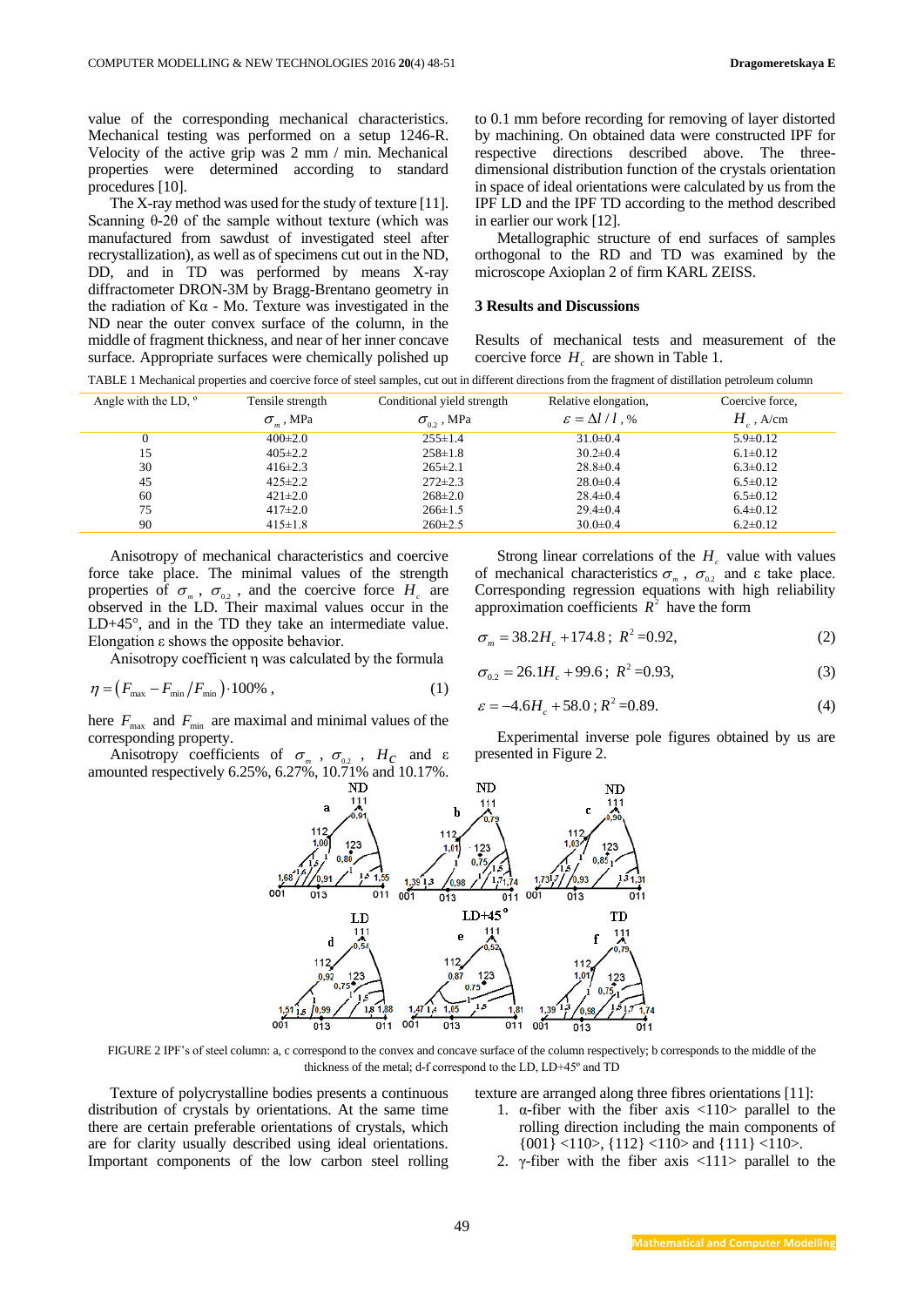value of the corresponding mechanical characteristics. Mechanical testing was performed on a setup 1246-R. Velocity of the active grip was 2 mm / min. Mechanical properties were determined according to standard procedures [10].

The X-ray method was used for the study of texture [11]. Scanning θ-2θ of the sample without texture (which was manufactured from sawdust of investigated steel after recrystallization), as well as of specimens cut out in the ND, DD, and in TD was performed by means X-ray diffractometer DRON-3M by Bragg-Brentano geometry in the radiation of Kα - Mo. Texture was investigated in the ND near the outer convex surface of the column, in the middle of fragment thickness, and near of her inner concave surface. Appropriate surfaces were chemically polished up to 0.1 mm before recording for removing of layer distorted by machining. On obtained data were constructed IPF for respective directions described above. The three-dimensional distribution function of the crystals orientation in space of ideal orientations were calculated by us from the IPF LD and the IPF TD according to the method described in earlier our work [12].

Metallographic structure of end surfaces of samples orthogonal to the RD and TD was examined by the microscope Axioplan 2 of firm KARL ZEISS.

## 3 Results and Discussions

Results of mechanical tests and measurement of the coercive force $H_c$ are shown in Table 1.

TABLE 1 Mechanical properties and coercive force of steel samples, cut out in different directions from the fragment of distillation petroleum column

| Angle with the LD, ° | Tensile strength $\sigma_m$, MPa | Conditional yield strength $\sigma_{0.2}$, MPa | Relative elongation, $\varepsilon = \Delta l / l$, % | Coercive force, $H_c$, A/cm |
|---|---|---|---|---|
| 0 | 400±2.0 | 255±1.4 | 31.0±0.4 | 5.9±0.12 |
| 15 | 405±2.2 | 258±1.8 | 30.2±0.4 | 6.1±0.12 |
| 30 | 416±2.3 | 265±2.1 | 28.8±0.4 | 6.3±0.12 |
| 45 | 425±2.2 | 272±2.3 | 28.0±0.4 | 6.5±0.12 |
| 60 | 421±2.0 | 268±2.0 | 28.4±0.4 | 6.5±0.12 |
| 75 | 417±2.0 | 266±1.5 | 29.4±0.4 | 6.4±0.12 |
| 90 | 415±1.8 | 260±2.5 | 30.0±0.4 | 6.2±0.12 |

Anisotropy of mechanical characteristics and coercive force take place. The minimal values of the strength properties of $\sigma_m$, $\sigma_{0.2}$, and the coercive force $H_c$ are observed in the LD. Their maximal values occur in the LD+45°, and in the TD they take an intermediate value. Elongation ε shows the opposite behavior.

Anisotropy coefficient η was calculated by the formula

$$\eta = \left(F_{\max} - F_{\min} / F_{\min}\right) \cdot 100\% \,, \tag{1}$$

here $F_{\max}$ and $F_{\min}$ are maximal and minimal values of the corresponding property.

Anisotropy coefficients of $\sigma_m$, $\sigma_{0.2}$, $H_C$ and ε amounted respectively 6.25%, 6.27%, 10.71% and 10.17%.

Strong linear correlations of the $H_c$ value with values of mechanical characteristics $\sigma_m$, $\sigma_{0.2}$ and ε take place. Corresponding regression equations with high reliability approximation coefficients $R^2$ have the form

$$\sigma_m = 38.2 H_c + 174.8 \,;\; R^2 = 0.92, \tag{2}$$

$$\sigma_{0.2} = 26.1 H_c + 99.6 \,;\; R^2 = 0.93, \tag{3}$$

$$\varepsilon = -4.6 H_c + 58.0 \,;\; R^2 = 0.89. \tag{4}$$

Experimental inverse pole figures obtained by us are presented in Figure 2.

FIGURE 2 IPF's of steel column: a, c correspond to the convex and concave surface of the column respectively; b corresponds to the middle of the thickness of the metal; d-f correspond to the LD, LD+45° and TD

Texture of polycrystalline bodies presents a continuous distribution of crystals by orientations. At the same time there are certain preferable orientations of crystals, which are for clarity usually described using ideal orientations. Important components of the low carbon steel rolling texture are arranged along three fibres orientations [11]:

1. α-fiber with the fiber axis <110> parallel to the rolling direction including the main components of {001} <110>, {112} <110> and {111} <110>.
2. γ-fiber with the fiber axis <111> parallel to the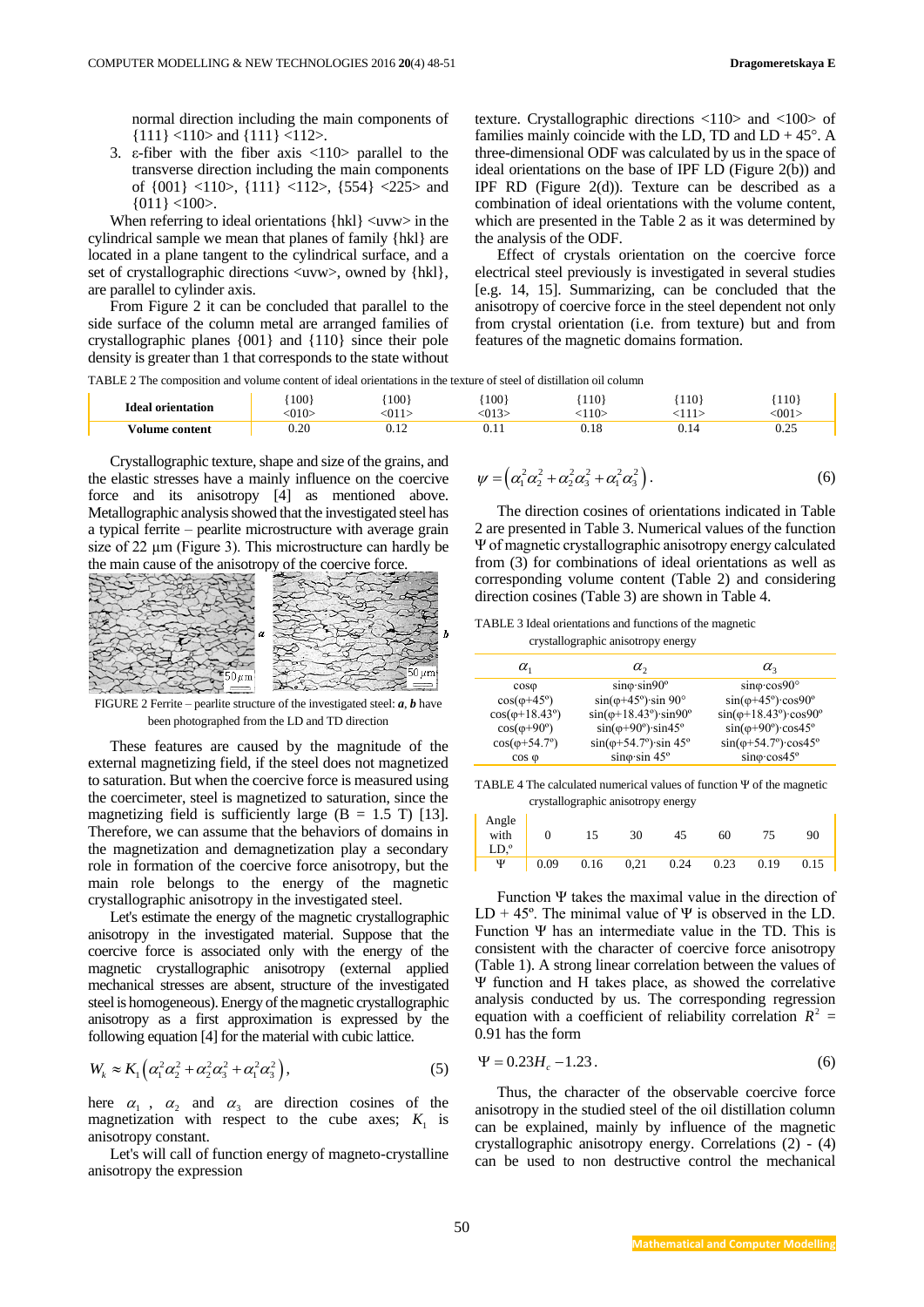normal direction including the main components of {111} <110> and {111} <112>.

3. ε-fiber with the fiber axis <110> parallel to the transverse direction including the main components of {001} <110>, {111} <112>, {554} <225> and {011} <100>.

When referring to ideal orientations {hkl} <uvw> in the cylindrical sample we mean that planes of family {hkl} are located in a plane tangent to the cylindrical surface, and a set of crystallographic directions <uvw>, owned by {hkl}, are parallel to cylinder axis.

From Figure 2 it can be concluded that parallel to the side surface of the column metal are arranged families of crystallographic planes {001} and {110} since their pole density is greater than 1 that corresponds to the state without texture. Crystallographic directions <110> and <100> of families mainly coincide with the LD, TD and LD + 45°. A three-dimensional ODF was calculated by us in the space of ideal orientations on the base of IPF LD (Figure 2(b)) and IPF RD (Figure 2(d)). Texture can be described as a combination of ideal orientations with the volume content, which are presented in the Table 2 as it was determined by the analysis of the ODF.

Effect of crystals orientation on the coercive force electrical steel previously is investigated in several studies [e.g. 14, 15]. Summarizing, can be concluded that the anisotropy of coercive force in the steel dependent not only from crystal orientation (i.e. from texture) but and from features of the magnetic domains formation.

TABLE 2 The composition and volume content of ideal orientations in the texture of steel of distillation oil column

| Ideal orientation | {100} <010> | {100} <011> | {100} <013> | {110} <110> | {110} <111> | {110} <001> |
|---|---|---|---|---|---|---|
| Volume content | 0.20 | 0.12 | 0.11 | 0.18 | 0.14 | 0.25 |

Crystallographic texture, shape and size of the grains, and the elastic stresses have a mainly influence on the coercive force and its anisotropy [4] as mentioned above. Metallographic analysis showed that the investigated steel has a typical ferrite – pearlite microstructure with average grain size of 22 μm (Figure 3). This microstructure can hardly be the main cause of the anisotropy of the coercive force.

FIGURE 2 Ferrite – pearlite structure of the investigated steel: ***a***, ***b*** have been photographed from the LD and TD direction

These features are caused by the magnitude of the external magnetizing field, if the steel does not magnetized to saturation. But when the coercive force is measured using the coercimeter, steel is magnetized to saturation, since the magnetizing field is sufficiently large (B = 1.5 T) [13]. Therefore, we can assume that the behaviors of domains in the magnetization and demagnetization play a secondary role in formation of the coercive force anisotropy, but the main role belongs to the energy of the magnetic crystallographic anisotropy in the investigated steel.

Let's estimate the energy of the magnetic crystallographic anisotropy in the investigated material. Suppose that the coercive force is associated only with the energy of the magnetic crystallographic anisotropy (external applied mechanical stresses are absent, structure of the investigated steel is homogeneous). Energy of the magnetic crystallographic anisotropy as a first approximation is expressed by the following equation [4] for the material with cubic lattice.

$$W_k \approx K_1\left(\alpha_1^2\alpha_2^2+\alpha_2^2\alpha_3^2+\alpha_1^2\alpha_3^2\right), \tag{5}$$

here $\alpha_1$, $\alpha_2$ and $\alpha_3$ are direction cosines of the magnetization with respect to the cube axes; $K_1$ is anisotropy constant.

Let's will call of function energy of magneto-crystalline anisotropy the expression

$$\psi=\left(\alpha_1^2\alpha_2^2+\alpha_2^2\alpha_3^2+\alpha_1^2\alpha_3^2\right). \tag{6}$$

The direction cosines of orientations indicated in Table 2 are presented in Table 3. Numerical values of the function Ψ of magnetic crystallographic anisotropy energy calculated from (3) for combinations of ideal orientations as well as corresponding volume content (Table 2) and considering direction cosines (Table 3) are shown in Table 4.

TABLE 3 Ideal orientations and functions of the magnetic crystallographic anisotropy energy

| $\alpha_1$ | $\alpha_2$ | $\alpha_3$ |
|---|---|---|
| cosφ | sinφ·sin90° | sinφ·cos90° |
| cos(φ+45°) | sin(φ+45°)·sin 90° | sin(φ+45°)·cos90° |
| cos(φ+18.43°) | sin(φ+18.43°)·sin90° | sin(φ+18.43°)·cos90° |
| cos(φ+90°) | sin(φ+90°)·sin45° | sin(φ+90°)·cos45° |
| cos(φ+54.7°) | sin(φ+54.7°)·sin 45° | sin(φ+54.7°)·cos45° |
| cos φ | sinφ·sin 45° | sinφ·cos45° |

TABLE 4 The calculated numerical values of function Ψ of the magnetic crystallographic anisotropy energy

| Angle with LD,° | 0 | 15 | 30 | 45 | 60 | 75 | 90 |
|---|---|---|---|---|---|---|---|
| Ψ | 0.09 | 0.16 | 0,21 | 0.24 | 0.23 | 0.19 | 0.15 |

Function Ψ takes the maximal value in the direction of LD + 45°. The minimal value of Ψ is observed in the LD. Function Ψ has an intermediate value in the TD. This is consistent with the character of coercive force anisotropy (Table 1). A strong linear correlation between the values of Ψ function and H takes place, as showed the correlative analysis conducted by us. The corresponding regression equation with a coefficient of reliability correlation $R^2$ = 0.91 has the form

$$\Psi=0.23H_c-1.23. \tag{6}$$

Thus, the character of the observable coercive force anisotropy in the studied steel of the oil distillation column can be explained, mainly by influence of the magnetic crystallographic anisotropy energy. Correlations (2) - (4) can be used to non destructive control the mechanical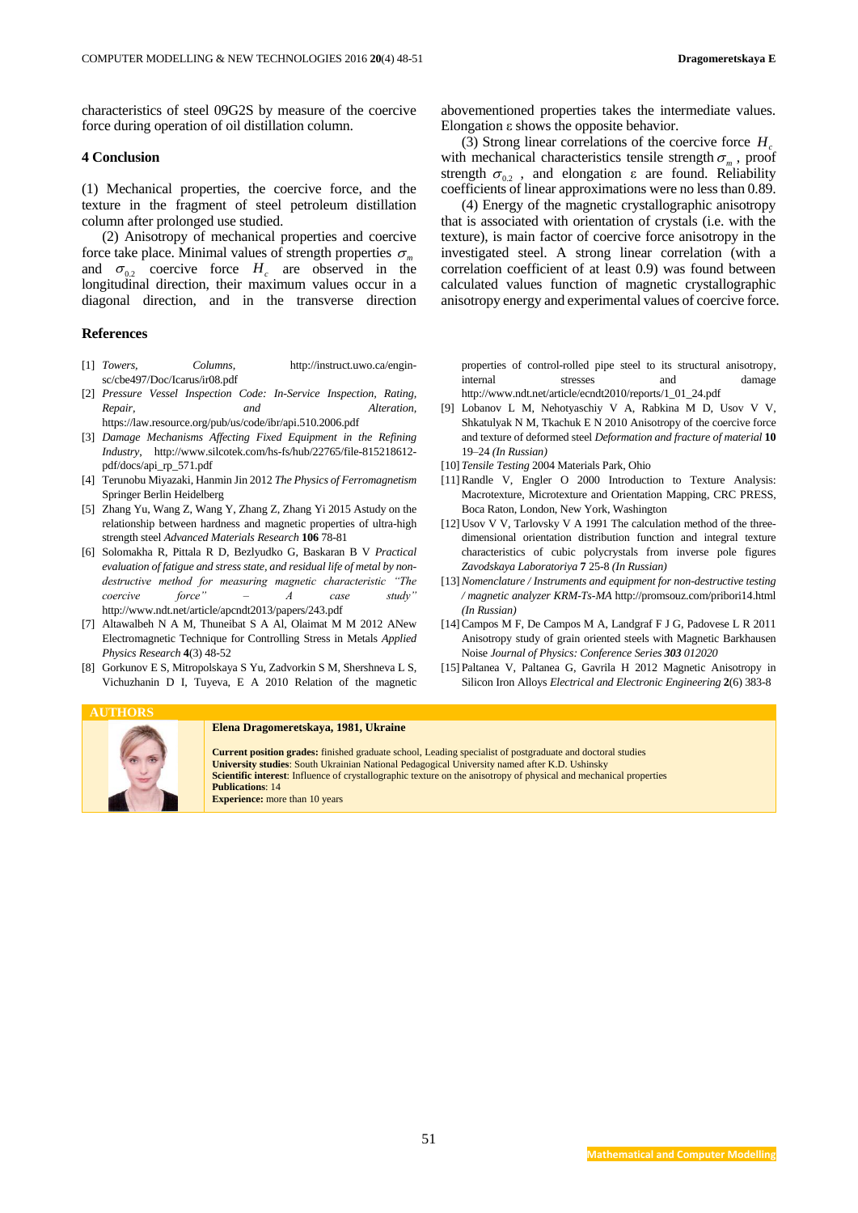characteristics of steel 09G2S by measure of the coercive force during operation of oil distillation column.

## 4 Conclusion

(1) Mechanical properties, the coercive force, and the texture in the fragment of steel petroleum distillation column after prolonged use studied.

(2) Anisotropy of mechanical properties and coercive force take place. Minimal values of strength properties $\sigma_m$ and $\sigma_{0.2}$ coercive force $H_c$ are observed in the longitudinal direction, their maximum values occur in a diagonal direction, and in the transverse direction abovementioned properties takes the intermediate values. Elongation ε shows the opposite behavior.

(3) Strong linear correlations of the coercive force $H_c$ with mechanical characteristics tensile strength $\sigma_m$, proof strength $\sigma_{0.2}$, and elongation ε are found. Reliability coefficients of linear approximations were no less than 0.89.

(4) Energy of the magnetic crystallographic anisotropy that is associated with orientation of crystals (i.e. with the texture), is main factor of coercive force anisotropy in the investigated steel. A strong linear correlation (with a correlation coefficient of at least 0.9) was found between calculated values function of magnetic crystallographic anisotropy energy and experimental values of coercive force.

## References

[1] *Towers, Columns,* http://instruct.uwo.ca/engin-sc/cbe497/Doc/Icarus/ir08.pdf

[2] *Pressure Vessel Inspection Code: In-Service Inspection, Rating, Repair, and Alteration,* https://law.resource.org/pub/us/code/ibr/api.510.2006.pdf

[3] *Damage Mechanisms Affecting Fixed Equipment in the Refining Industry*, http://www.silcotek.com/hs-fs/hub/22765/file-815218612-pdf/docs/api_rp_571.pdf

[4] Terunobu Miyazaki, Hanmin Jin 2012 *The Physics of Ferromagnetism* Springer Berlin Heidelberg

[5] Zhang Yu, Wang Z, Wang Y, Zhang Z, Zhang Yi 2015 Astudy on the relationship between hardness and magnetic properties of ultra-high strength steel *Advanced Materials Research* **106** 78-81

[6] Solomakha R, Pittala R D, Bezlyudko G, Baskaran B V *Practical evaluation of fatigue and stress state, and residual life of metal by non-destructive method for measuring magnetic characteristic "The coercive force" – A case study"* http://www.ndt.net/article/apcndt2013/papers/243.pdf

[7] Altawalbeh N A M, Thuneibat S A Al, Olaimat M M 2012 ANew Electromagnetic Technique for Controlling Stress in Metals *Applied Physics Research* **4**(3) 48-52

[8] Gorkunov E S, Mitropolskaya S Yu, Zadvorkin S M, Shershneva L S, Vichuzhanin D I, Tuyeva, E A 2010 Relation of the magnetic properties of control-rolled pipe steel to its structural anisotropy, internal stresses and damage http://www.ndt.net/article/ecndt2010/reports/1_01_24.pdf

[9] Lobanov L M, Nehotyaschiy V A, Rabkina M D, Usov V V, Shkatulyak N M, Tkachuk E N 2010 Anisotropy of the coercive force and texture of deformed steel *Deformation and fracture of material* **10** 19–24 *(In Russian)*

[10] *Tensile Testing* 2004 Materials Park, Ohio

[11] Randle V, Engler O 2000 Introduction to Texture Analysis: Macrotexture, Microtexture and Orientation Mapping, CRC PRESS, Boca Raton, London, New York, Washington

[12] Usov V V, Tarlovsky V A 1991 The calculation method of the three-dimensional orientation distribution function and integral texture characteristics of cubic polycrystals from inverse pole figures *Zavodskaya Laboratoriya* **7** 25-8 *(In Russian)*

[13] *Nomenclature / Instruments and equipment for non-destructive testing / magnetic analyzer KRM-Ts-MA* http://promsouz.com/pribori14.html *(In Russian)*

[14] Campos M F, De Campos M A, Landgraf F J G, Padovese L R 2011 Anisotropy study of grain oriented steels with Magnetic Barkhausen Noise *Journal of Physics: Conference Series* ***303*** *012020*

[15] Paltanea V, Paltanea G, Gavrila H 2012 Magnetic Anisotropy in Silicon Iron Alloys *Electrical and Electronic Engineering* **2**(6) 383-8

## AUTHORS

**Elena Dragomeretskaya, 1981, Ukraine**

**Current position grades:** finished graduate school, Leading specialist of postgraduate and doctoral studies
**University studies**: South Ukrainian National Pedagogical University named after K.D. Ushinsky
**Scientific interest**: Influence of crystallographic texture on the anisotropy of physical and mechanical properties
**Publications**: 14
**Experience:** more than 10 years